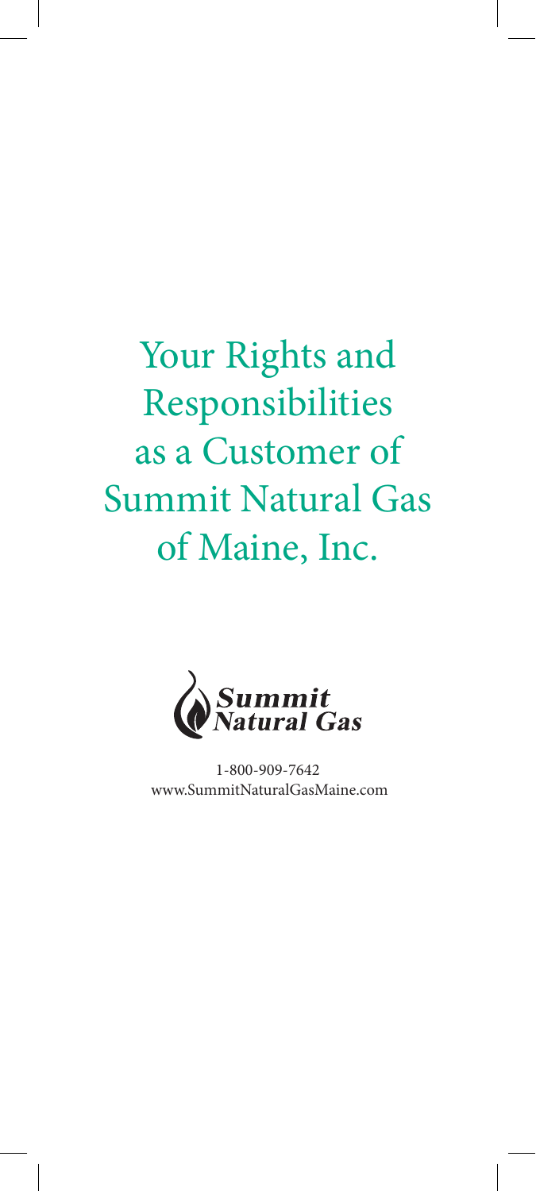# Your Rights and Responsibilities as a Customer of Summit Natural Gas of Maine, Inc.

Summit Natural Gas

1-800-909-7642
www.SummitNaturalGasMaine.com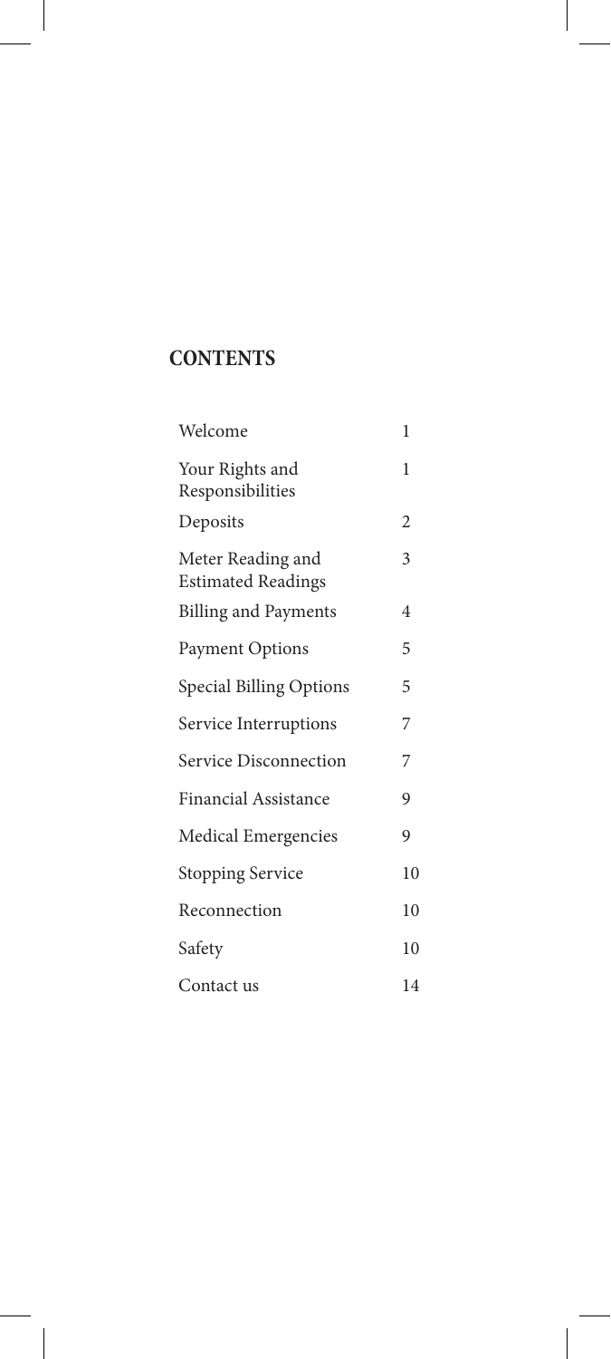## CONTENTS

| | |
|---|---|
| Welcome | 1 |
| Your Rights and Responsibilities | 1 |
| Deposits | 2 |
| Meter Reading and Estimated Readings | 3 |
| Billing and Payments | 4 |
| Payment Options | 5 |
| Special Billing Options | 5 |
| Service Interruptions | 7 |
| Service Disconnection | 7 |
| Financial Assistance | 9 |
| Medical Emergencies | 9 |
| Stopping Service | 10 |
| Reconnection | 10 |
| Safety | 10 |
| Contact us | 14 |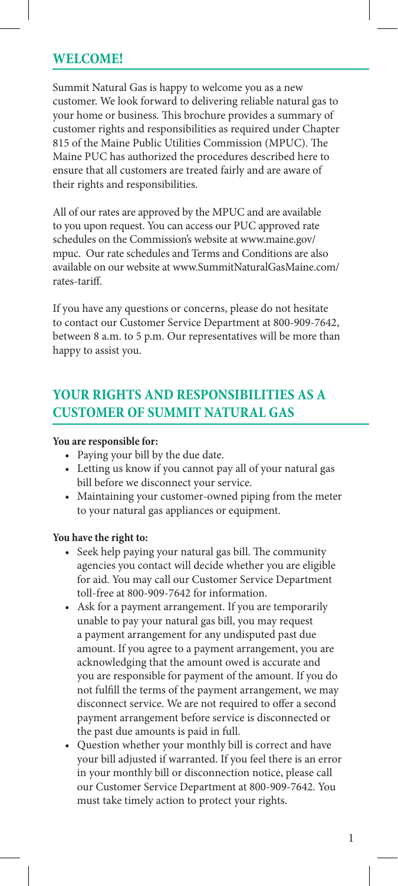## WELCOME!

Summit Natural Gas is happy to welcome you as a new customer. We look forward to delivering reliable natural gas to your home or business. This brochure provides a summary of customer rights and responsibilities as required under Chapter 815 of the Maine Public Utilities Commission (MPUC). The Maine PUC has authorized the procedures described here to ensure that all customers are treated fairly and are aware of their rights and responsibilities.

All of our rates are approved by the MPUC and are available to you upon request. You can access our PUC approved rate schedules on the Commission's website at www.maine.gov/mpuc. Our rate schedules and Terms and Conditions are also available on our website at www.SummitNaturalGasMaine.com/rates-tariff.

If you have any questions or concerns, please do not hesitate to contact our Customer Service Department at 800-909-7642, between 8 a.m. to 5 p.m. Our representatives will be more than happy to assist you.

## YOUR RIGHTS AND RESPONSIBILITIES AS A CUSTOMER OF SUMMIT NATURAL GAS

**You are responsible for:**

- Paying your bill by the due date.
- Letting us know if you cannot pay all of your natural gas bill before we disconnect your service.
- Maintaining your customer-owned piping from the meter to your natural gas appliances or equipment.

**You have the right to:**

- Seek help paying your natural gas bill. The community agencies you contact will decide whether you are eligible for aid. You may call our Customer Service Department toll-free at 800-909-7642 for information.
- Ask for a payment arrangement. If you are temporarily unable to pay your natural gas bill, you may request a payment arrangement for any undisputed past due amount. If you agree to a payment arrangement, you are acknowledging that the amount owed is accurate and you are responsible for payment of the amount. If you do not fulfill the terms of the payment arrangement, we may disconnect service. We are not required to offer a second payment arrangement before service is disconnected or the past due amounts is paid in full.
- Question whether your monthly bill is correct and have your bill adjusted if warranted. If you feel there is an error in your monthly bill or disconnection notice, please call our Customer Service Department at 800-909-7642. You must take timely action to protect your rights.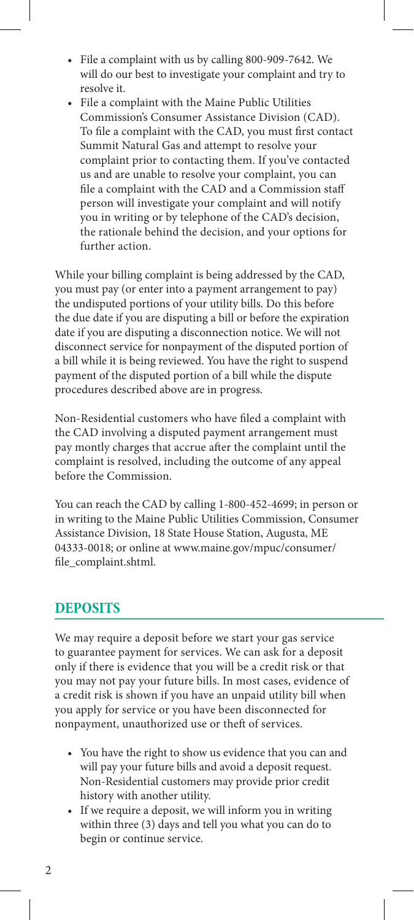- File a complaint with us by calling 800-909-7642. We will do our best to investigate your complaint and try to resolve it.
- File a complaint with the Maine Public Utilities Commission's Consumer Assistance Division (CAD). To file a complaint with the CAD, you must first contact Summit Natural Gas and attempt to resolve your complaint prior to contacting them. If you've contacted us and are unable to resolve your complaint, you can file a complaint with the CAD and a Commission staff person will investigate your complaint and will notify you in writing or by telephone of the CAD's decision, the rationale behind the decision, and your options for further action.

While your billing complaint is being addressed by the CAD, you must pay (or enter into a payment arrangement to pay) the undisputed portions of your utility bills. Do this before the due date if you are disputing a bill or before the expiration date if you are disputing a disconnection notice. We will not disconnect service for nonpayment of the disputed portion of a bill while it is being reviewed. You have the right to suspend payment of the disputed portion of a bill while the dispute procedures described above are in progress.

Non-Residential customers who have filed a complaint with the CAD involving a disputed payment arrangement must pay montly charges that accrue after the complaint until the complaint is resolved, including the outcome of any appeal before the Commission.

You can reach the CAD by calling 1-800-452-4699; in person or in writing to the Maine Public Utilities Commission, Consumer Assistance Division, 18 State House Station, Augusta, ME 04333-0018; or online at www.maine.gov/mpuc/consumer/file_complaint.shtml.

## DEPOSITS

We may require a deposit before we start your gas service to guarantee payment for services. We can ask for a deposit only if there is evidence that you will be a credit risk or that you may not pay your future bills. In most cases, evidence of a credit risk is shown if you have an unpaid utility bill when you apply for service or you have been disconnected for nonpayment, unauthorized use or theft of services.

- You have the right to show us evidence that you can and will pay your future bills and avoid a deposit request. Non-Residential customers may provide prior credit history with another utility.
- If we require a deposit, we will inform you in writing within three (3) days and tell you what you can do to begin or continue service.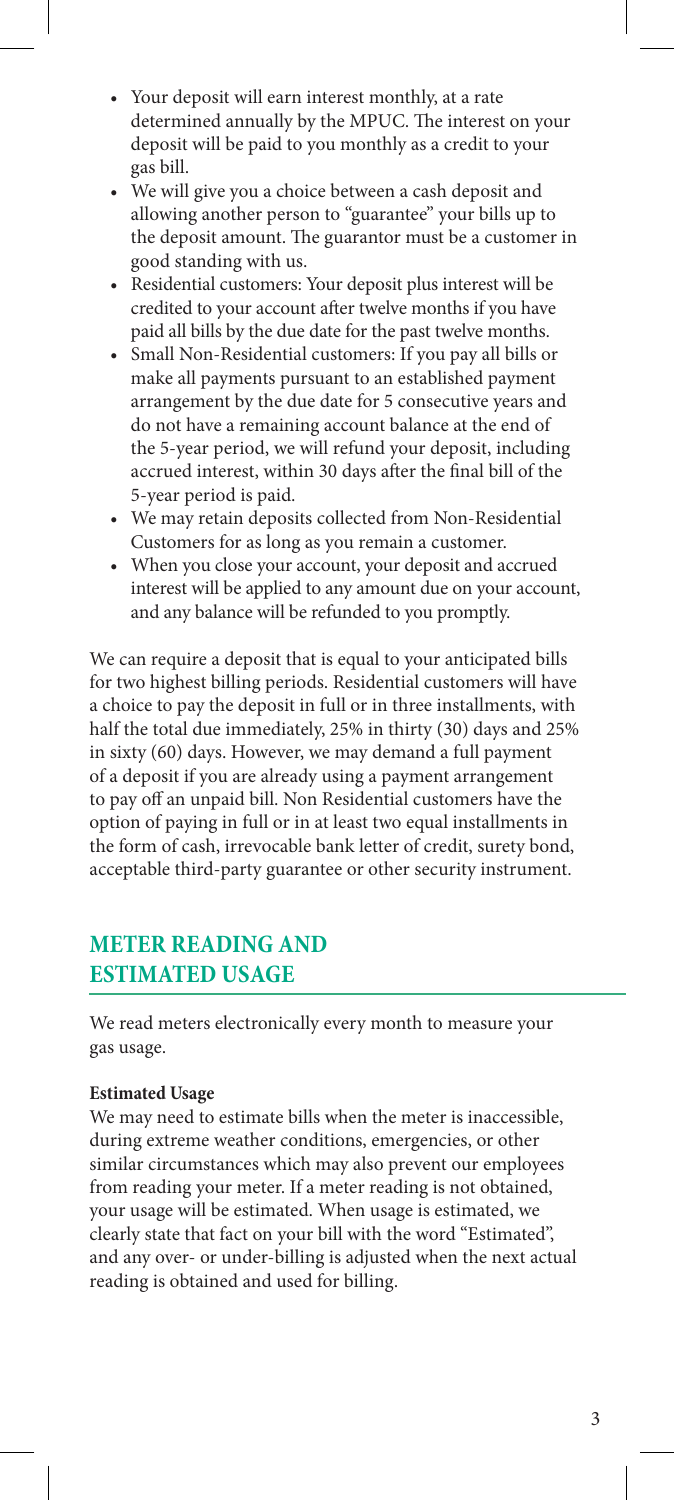- Your deposit will earn interest monthly, at a rate determined annually by the MPUC. The interest on your deposit will be paid to you monthly as a credit to your gas bill.
- We will give you a choice between a cash deposit and allowing another person to "guarantee" your bills up to the deposit amount. The guarantor must be a customer in good standing with us.
- Residential customers: Your deposit plus interest will be credited to your account after twelve months if you have paid all bills by the due date for the past twelve months.
- Small Non-Residential customers: If you pay all bills or make all payments pursuant to an established payment arrangement by the due date for 5 consecutive years and do not have a remaining account balance at the end of the 5-year period, we will refund your deposit, including accrued interest, within 30 days after the final bill of the 5-year period is paid.
- We may retain deposits collected from Non-Residential Customers for as long as you remain a customer.
- When you close your account, your deposit and accrued interest will be applied to any amount due on your account, and any balance will be refunded to you promptly.

We can require a deposit that is equal to your anticipated bills for two highest billing periods. Residential customers will have a choice to pay the deposit in full or in three installments, with half the total due immediately, 25% in thirty (30) days and 25% in sixty (60) days. However, we may demand a full payment of a deposit if you are already using a payment arrangement to pay off an unpaid bill. Non Residential customers have the option of paying in full or in at least two equal installments in the form of cash, irrevocable bank letter of credit, surety bond, acceptable third-party guarantee or other security instrument.

## METER READING AND ESTIMATED USAGE

We read meters electronically every month to measure your gas usage.

**Estimated Usage**

We may need to estimate bills when the meter is inaccessible, during extreme weather conditions, emergencies, or other similar circumstances which may also prevent our employees from reading your meter. If a meter reading is not obtained, your usage will be estimated. When usage is estimated, we clearly state that fact on your bill with the word "Estimated", and any over- or under-billing is adjusted when the next actual reading is obtained and used for billing.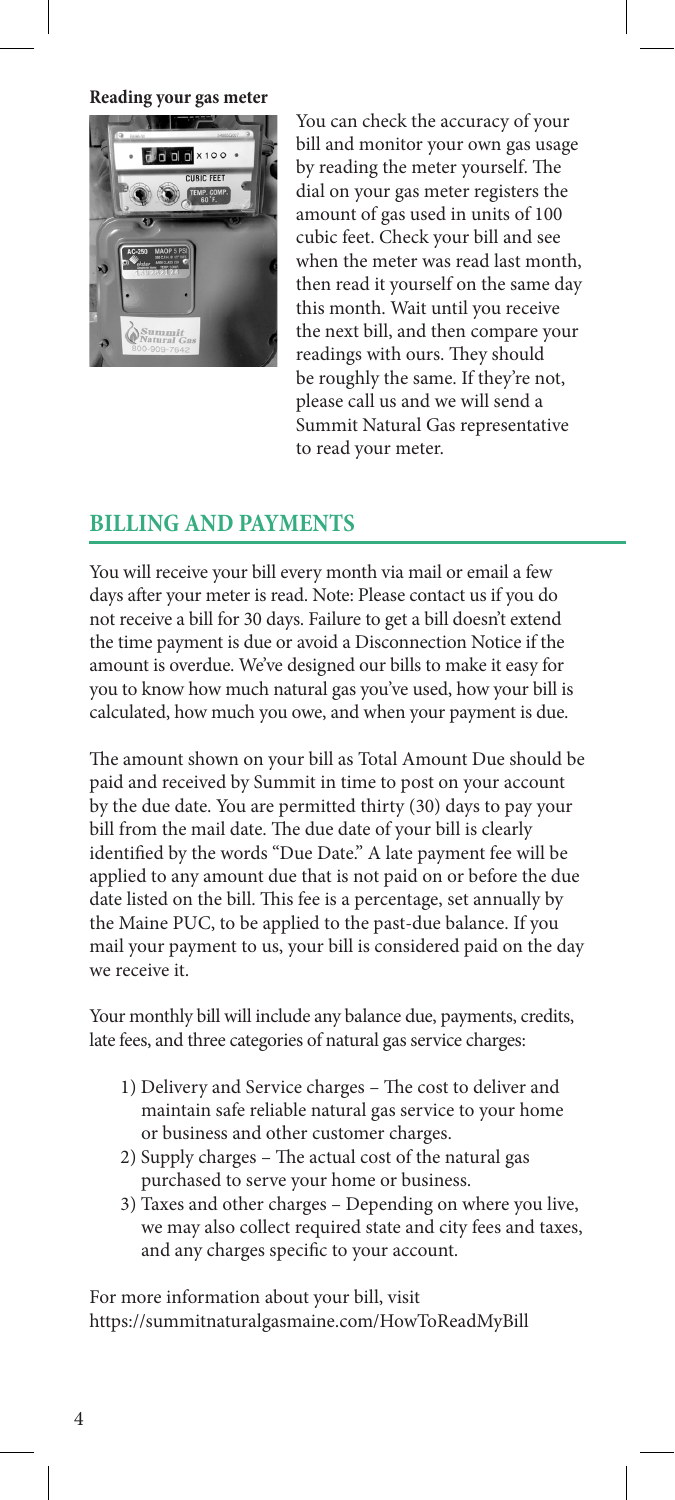**Reading your gas meter**

You can check the accuracy of your bill and monitor your own gas usage by reading the meter yourself. The dial on your gas meter registers the amount of gas used in units of 100 cubic feet. Check your bill and see when the meter was read last month, then read it yourself on the same day this month. Wait until you receive the next bill, and then compare your readings with ours. They should be roughly the same. If they're not, please call us and we will send a Summit Natural Gas representative to read your meter.

## BILLING AND PAYMENTS

You will receive your bill every month via mail or email a few days after your meter is read. Note: Please contact us if you do not receive a bill for 30 days. Failure to get a bill doesn't extend the time payment is due or avoid a Disconnection Notice if the amount is overdue. We've designed our bills to make it easy for you to know how much natural gas you've used, how your bill is calculated, how much you owe, and when your payment is due.

The amount shown on your bill as Total Amount Due should be paid and received by Summit in time to post on your account by the due date. You are permitted thirty (30) days to pay your bill from the mail date. The due date of your bill is clearly identified by the words "Due Date." A late payment fee will be applied to any amount due that is not paid on or before the due date listed on the bill. This fee is a percentage, set annually by the Maine PUC, to be applied to the past-due balance. If you mail your payment to us, your bill is considered paid on the day we receive it.

Your monthly bill will include any balance due, payments, credits, late fees, and three categories of natural gas service charges:

1) Delivery and Service charges – The cost to deliver and maintain safe reliable natural gas service to your home or business and other customer charges.
2) Supply charges – The actual cost of the natural gas purchased to serve your home or business.
3) Taxes and other charges – Depending on where you live, we may also collect required state and city fees and taxes, and any charges specific to your account.

For more information about your bill, visit https://summitnaturalgasmaine.com/HowToReadMyBill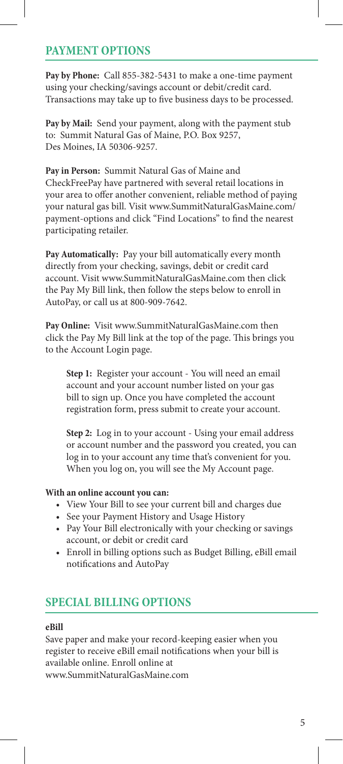## PAYMENT OPTIONS

**Pay by Phone:** Call 855-382-5431 to make a one-time payment using your checking/savings account or debit/credit card. Transactions may take up to five business days to be processed.

**Pay by Mail:** Send your payment, along with the payment stub to: Summit Natural Gas of Maine, P.O. Box 9257, Des Moines, IA 50306-9257.

**Pay in Person:** Summit Natural Gas of Maine and CheckFreePay have partnered with several retail locations in your area to offer another convenient, reliable method of paying your natural gas bill. Visit www.SummitNaturalGasMaine.com/payment-options and click "Find Locations" to find the nearest participating retailer.

**Pay Automatically:** Pay your bill automatically every month directly from your checking, savings, debit or credit card account. Visit www.SummitNaturalGasMaine.com then click the Pay My Bill link, then follow the steps below to enroll in AutoPay, or call us at 800-909-7642.

**Pay Online:** Visit www.SummitNaturalGasMaine.com then click the Pay My Bill link at the top of the page. This brings you to the Account Login page.

> **Step 1:** Register your account - You will need an email account and your account number listed on your gas bill to sign up. Once you have completed the account registration form, press submit to create your account.
>
> **Step 2:** Log in to your account - Using your email address or account number and the password you created, you can log in to your account any time that's convenient for you. When you log on, you will see the My Account page.

**With an online account you can:**

- View Your Bill to see your current bill and charges due
- See your Payment History and Usage History
- Pay Your Bill electronically with your checking or savings account, or debit or credit card
- Enroll in billing options such as Budget Billing, eBill email notifications and AutoPay

## SPECIAL BILLING OPTIONS

**eBill**

Save paper and make your record-keeping easier when you register to receive eBill email notifications when your bill is available online. Enroll online at www.SummitNaturalGasMaine.com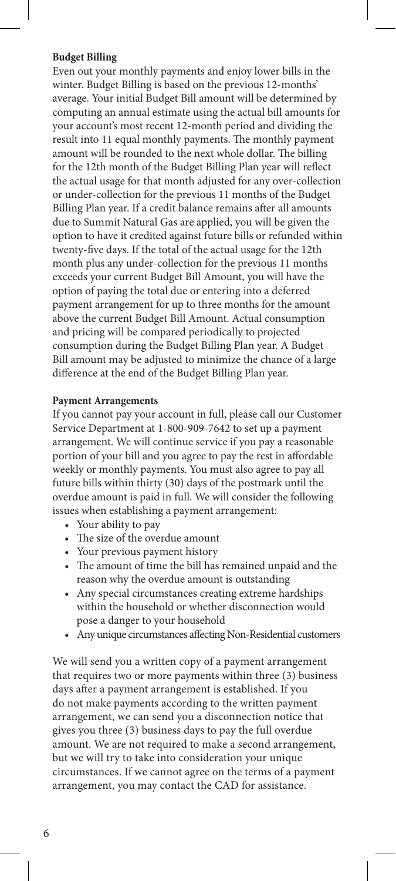**Budget Billing**

Even out your monthly payments and enjoy lower bills in the winter. Budget Billing is based on the previous 12-months' average. Your initial Budget Bill amount will be determined by computing an annual estimate using the actual bill amounts for your account's most recent 12-month period and dividing the result into 11 equal monthly payments. The monthly payment amount will be rounded to the next whole dollar. The billing for the 12th month of the Budget Billing Plan year will reflect the actual usage for that month adjusted for any over-collection or under-collection for the previous 11 months of the Budget Billing Plan year. If a credit balance remains after all amounts due to Summit Natural Gas are applied, you will be given the option to have it credited against future bills or refunded within twenty-five days. If the total of the actual usage for the 12th month plus any under-collection for the previous 11 months exceeds your current Budget Bill Amount, you will have the option of paying the total due or entering into a deferred payment arrangement for up to three months for the amount above the current Budget Bill Amount. Actual consumption and pricing will be compared periodically to projected consumption during the Budget Billing Plan year. A Budget Bill amount may be adjusted to minimize the chance of a large difference at the end of the Budget Billing Plan year.

**Payment Arrangements**

If you cannot pay your account in full, please call our Customer Service Department at 1-800-909-7642 to set up a payment arrangement. We will continue service if you pay a reasonable portion of your bill and you agree to pay the rest in affordable weekly or monthly payments. You must also agree to pay all future bills within thirty (30) days of the postmark until the overdue amount is paid in full. We will consider the following issues when establishing a payment arrangement:

- Your ability to pay
- The size of the overdue amount
- Your previous payment history
- The amount of time the bill has remained unpaid and the reason why the overdue amount is outstanding
- Any special circumstances creating extreme hardships within the household or whether disconnection would pose a danger to your household
- Any unique circumstances affecting Non-Residential customers

We will send you a written copy of a payment arrangement that requires two or more payments within three (3) business days after a payment arrangement is established. If you do not make payments according to the written payment arrangement, we can send you a disconnection notice that gives you three (3) business days to pay the full overdue amount. We are not required to make a second arrangement, but we will try to take into consideration your unique circumstances. If we cannot agree on the terms of a payment arrangement, you may contact the CAD for assistance.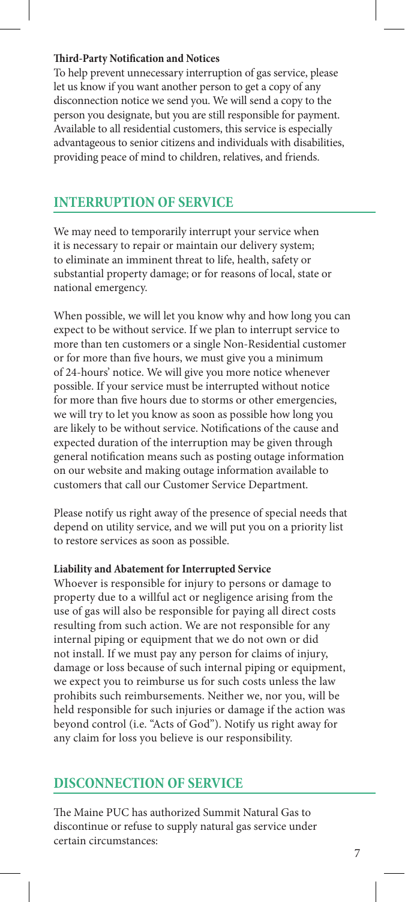#### Third-Party Notification and Notices

To help prevent unnecessary interruption of gas service, please let us know if you want another person to get a copy of any disconnection notice we send you. We will send a copy to the person you designate, but you are still responsible for payment. Available to all residential customers, this service is especially advantageous to senior citizens and individuals with disabilities, providing peace of mind to children, relatives, and friends.

## INTERRUPTION OF SERVICE

We may need to temporarily interrupt your service when it is necessary to repair or maintain our delivery system; to eliminate an imminent threat to life, health, safety or substantial property damage; or for reasons of local, state or national emergency.

When possible, we will let you know why and how long you can expect to be without service. If we plan to interrupt service to more than ten customers or a single Non-Residential customer or for more than five hours, we must give you a minimum of 24-hours' notice. We will give you more notice whenever possible. If your service must be interrupted without notice for more than five hours due to storms or other emergencies, we will try to let you know as soon as possible how long you are likely to be without service. Notifications of the cause and expected duration of the interruption may be given through general notification means such as posting outage information on our website and making outage information available to customers that call our Customer Service Department.

Please notify us right away of the presence of special needs that depend on utility service, and we will put you on a priority list to restore services as soon as possible.

#### Liability and Abatement for Interrupted Service

Whoever is responsible for injury to persons or damage to property due to a willful act or negligence arising from the use of gas will also be responsible for paying all direct costs resulting from such action. We are not responsible for any internal piping or equipment that we do not own or did not install. If we must pay any person for claims of injury, damage or loss because of such internal piping or equipment, we expect you to reimburse us for such costs unless the law prohibits such reimbursements. Neither we, nor you, will be held responsible for such injuries or damage if the action was beyond control (i.e. "Acts of God"). Notify us right away for any claim for loss you believe is our responsibility.

## DISCONNECTION OF SERVICE

The Maine PUC has authorized Summit Natural Gas to discontinue or refuse to supply natural gas service under certain circumstances: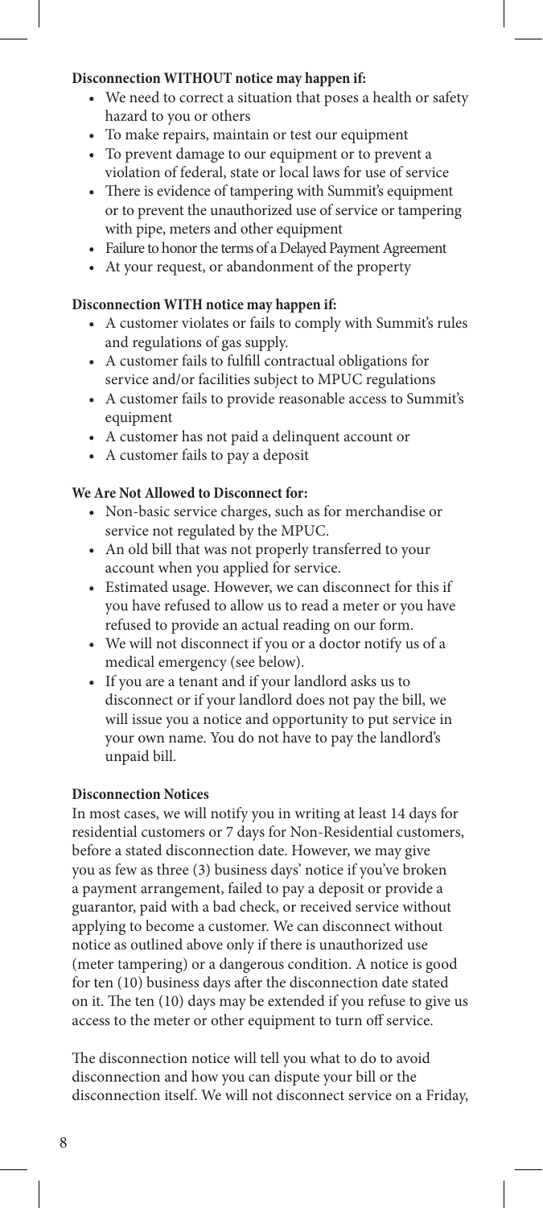**Disconnection WITHOUT notice may happen if:**

- We need to correct a situation that poses a health or safety hazard to you or others
- To make repairs, maintain or test our equipment
- To prevent damage to our equipment or to prevent a violation of federal, state or local laws for use of service
- There is evidence of tampering with Summit's equipment or to prevent the unauthorized use of service or tampering with pipe, meters and other equipment
- Failure to honor the terms of a Delayed Payment Agreement
- At your request, or abandonment of the property

**Disconnection WITH notice may happen if:**

- A customer violates or fails to comply with Summit's rules and regulations of gas supply.
- A customer fails to fulfill contractual obligations for service and/or facilities subject to MPUC regulations
- A customer fails to provide reasonable access to Summit's equipment
- A customer has not paid a delinquent account or
- A customer fails to pay a deposit

**We Are Not Allowed to Disconnect for:**

- Non-basic service charges, such as for merchandise or service not regulated by the MPUC.
- An old bill that was not properly transferred to your account when you applied for service.
- Estimated usage. However, we can disconnect for this if you have refused to allow us to read a meter or you have refused to provide an actual reading on our form.
- We will not disconnect if you or a doctor notify us of a medical emergency (see below).
- If you are a tenant and if your landlord asks us to disconnect or if your landlord does not pay the bill, we will issue you a notice and opportunity to put service in your own name. You do not have to pay the landlord's unpaid bill.

**Disconnection Notices**

In most cases, we will notify you in writing at least 14 days for residential customers or 7 days for Non-Residential customers, before a stated disconnection date. However, we may give you as few as three (3) business days' notice if you've broken a payment arrangement, failed to pay a deposit or provide a guarantor, paid with a bad check, or received service without applying to become a customer. We can disconnect without notice as outlined above only if there is unauthorized use (meter tampering) or a dangerous condition. A notice is good for ten (10) business days after the disconnection date stated on it. The ten (10) days may be extended if you refuse to give us access to the meter or other equipment to turn off service.

The disconnection notice will tell you what to do to avoid disconnection and how you can dispute your bill or the disconnection itself. We will not disconnect service on a Friday,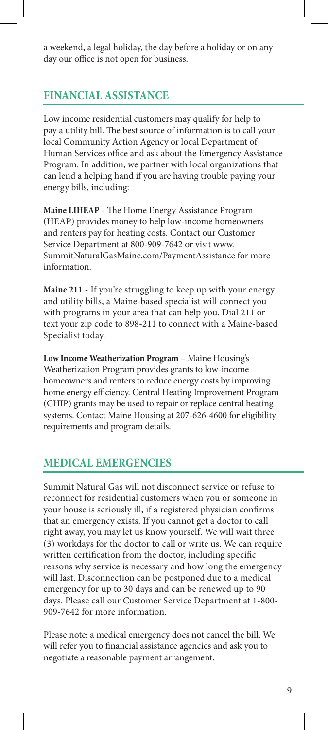a weekend, a legal holiday, the day before a holiday or on any day our office is not open for business.

## FINANCIAL ASSISTANCE

Low income residential customers may qualify for help to pay a utility bill. The best source of information is to call your local Community Action Agency or local Department of Human Services office and ask about the Emergency Assistance Program. In addition, we partner with local organizations that can lend a helping hand if you are having trouble paying your energy bills, including:

**Maine LIHEAP** - The Home Energy Assistance Program (HEAP) provides money to help low-income homeowners and renters pay for heating costs. Contact our Customer Service Department at 800-909-7642 or visit www.SummitNaturalGasMaine.com/PaymentAssistance for more information.

**Maine 211** - If you're struggling to keep up with your energy and utility bills, a Maine-based specialist will connect you with programs in your area that can help you. Dial 211 or text your zip code to 898-211 to connect with a Maine-based Specialist today.

**Low Income Weatherization Program** – Maine Housing's Weatherization Program provides grants to low-income homeowners and renters to reduce energy costs by improving home energy efficiency. Central Heating Improvement Program (CHIP) grants may be used to repair or replace central heating systems. Contact Maine Housing at 207-626-4600 for eligibility requirements and program details.

## MEDICAL EMERGENCIES

Summit Natural Gas will not disconnect service or refuse to reconnect for residential customers when you or someone in your house is seriously ill, if a registered physician confirms that an emergency exists. If you cannot get a doctor to call right away, you may let us know yourself. We will wait three (3) workdays for the doctor to call or write us. We can require written certification from the doctor, including specific reasons why service is necessary and how long the emergency will last. Disconnection can be postponed due to a medical emergency for up to 30 days and can be renewed up to 90 days. Please call our Customer Service Department at 1-800-909-7642 for more information.

Please note: a medical emergency does not cancel the bill. We will refer you to financial assistance agencies and ask you to negotiate a reasonable payment arrangement.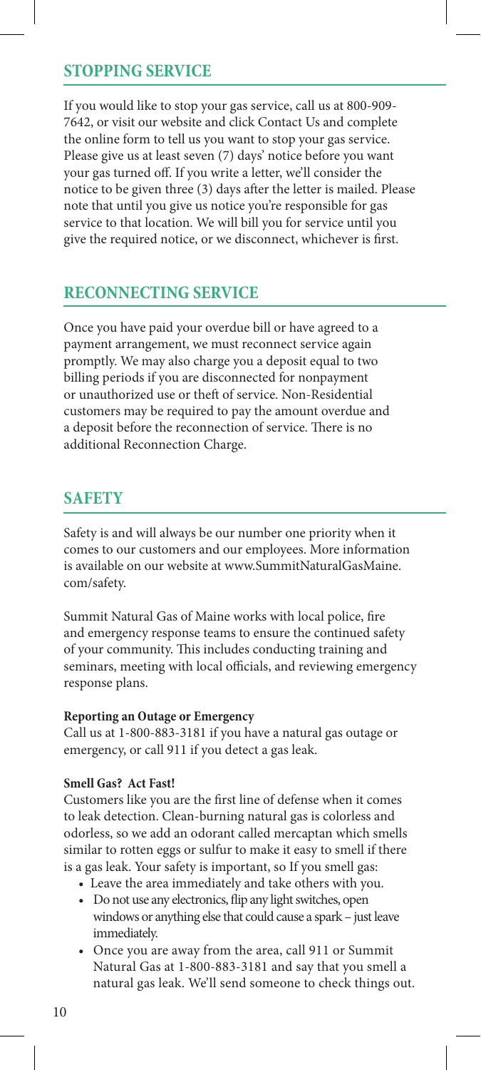## STOPPING SERVICE

If you would like to stop your gas service, call us at 800-909-7642, or visit our website and click Contact Us and complete the online form to tell us you want to stop your gas service. Please give us at least seven (7) days' notice before you want your gas turned off. If you write a letter, we'll consider the notice to be given three (3) days after the letter is mailed. Please note that until you give us notice you're responsible for gas service to that location. We will bill you for service until you give the required notice, or we disconnect, whichever is first.

## RECONNECTING SERVICE

Once you have paid your overdue bill or have agreed to a payment arrangement, we must reconnect service again promptly. We may also charge you a deposit equal to two billing periods if you are disconnected for nonpayment or unauthorized use or theft of service. Non-Residential customers may be required to pay the amount overdue and a deposit before the reconnection of service. There is no additional Reconnection Charge.

## SAFETY

Safety is and will always be our number one priority when it comes to our customers and our employees. More information is available on our website at www.SummitNaturalGasMaine.com/safety.

Summit Natural Gas of Maine works with local police, fire and emergency response teams to ensure the continued safety of your community. This includes conducting training and seminars, meeting with local officials, and reviewing emergency response plans.

**Reporting an Outage or Emergency**

Call us at 1-800-883-3181 if you have a natural gas outage or emergency, or call 911 if you detect a gas leak.

**Smell Gas? Act Fast!**

Customers like you are the first line of defense when it comes to leak detection. Clean-burning natural gas is colorless and odorless, so we add an odorant called mercaptan which smells similar to rotten eggs or sulfur to make it easy to smell if there is a gas leak. Your safety is important, so If you smell gas:

- Leave the area immediately and take others with you.
- Do not use any electronics, flip any light switches, open windows or anything else that could cause a spark – just leave immediately.
- Once you are away from the area, call 911 or Summit Natural Gas at 1-800-883-3181 and say that you smell a natural gas leak. We'll send someone to check things out.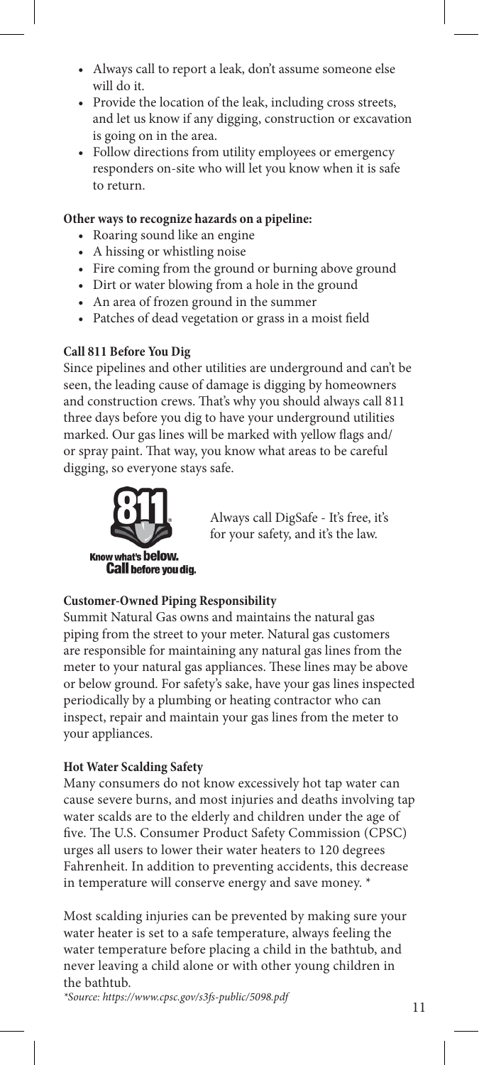- Always call to report a leak, don't assume someone else will do it.
- Provide the location of the leak, including cross streets, and let us know if any digging, construction or excavation is going on in the area.
- Follow directions from utility employees or emergency responders on-site who will let you know when it is safe to return.

**Other ways to recognize hazards on a pipeline:**

- Roaring sound like an engine
- A hissing or whistling noise
- Fire coming from the ground or burning above ground
- Dirt or water blowing from a hole in the ground
- An area of frozen ground in the summer
- Patches of dead vegetation or grass in a moist field

**Call 811 Before You Dig**

Since pipelines and other utilities are underground and can't be seen, the leading cause of damage is digging by homeowners and construction crews. That's why you should always call 811 three days before you dig to have your underground utilities marked. Our gas lines will be marked with yellow flags and/or spray paint. That way, you know what areas to be careful digging, so everyone stays safe.

811 Know what's below. Call before you dig.

Always call DigSafe - It's free, it's for your safety, and it's the law.

**Customer-Owned Piping Responsibility**

Summit Natural Gas owns and maintains the natural gas piping from the street to your meter. Natural gas customers are responsible for maintaining any natural gas lines from the meter to your natural gas appliances. These lines may be above or below ground. For safety's sake, have your gas lines inspected periodically by a plumbing or heating contractor who can inspect, repair and maintain your gas lines from the meter to your appliances.

**Hot Water Scalding Safety**

Many consumers do not know excessively hot tap water can cause severe burns, and most injuries and deaths involving tap water scalds are to the elderly and children under the age of five. The U.S. Consumer Product Safety Commission (CPSC) urges all users to lower their water heaters to 120 degrees Fahrenheit. In addition to preventing accidents, this decrease in temperature will conserve energy and save money. *

Most scalding injuries can be prevented by making sure your water heater is set to a safe temperature, always feeling the water temperature before placing a child in the bathtub, and never leaving a child alone or with other young children in the bathtub.

*\*Source: https://www.cpsc.gov/s3fs-public/5098.pdf*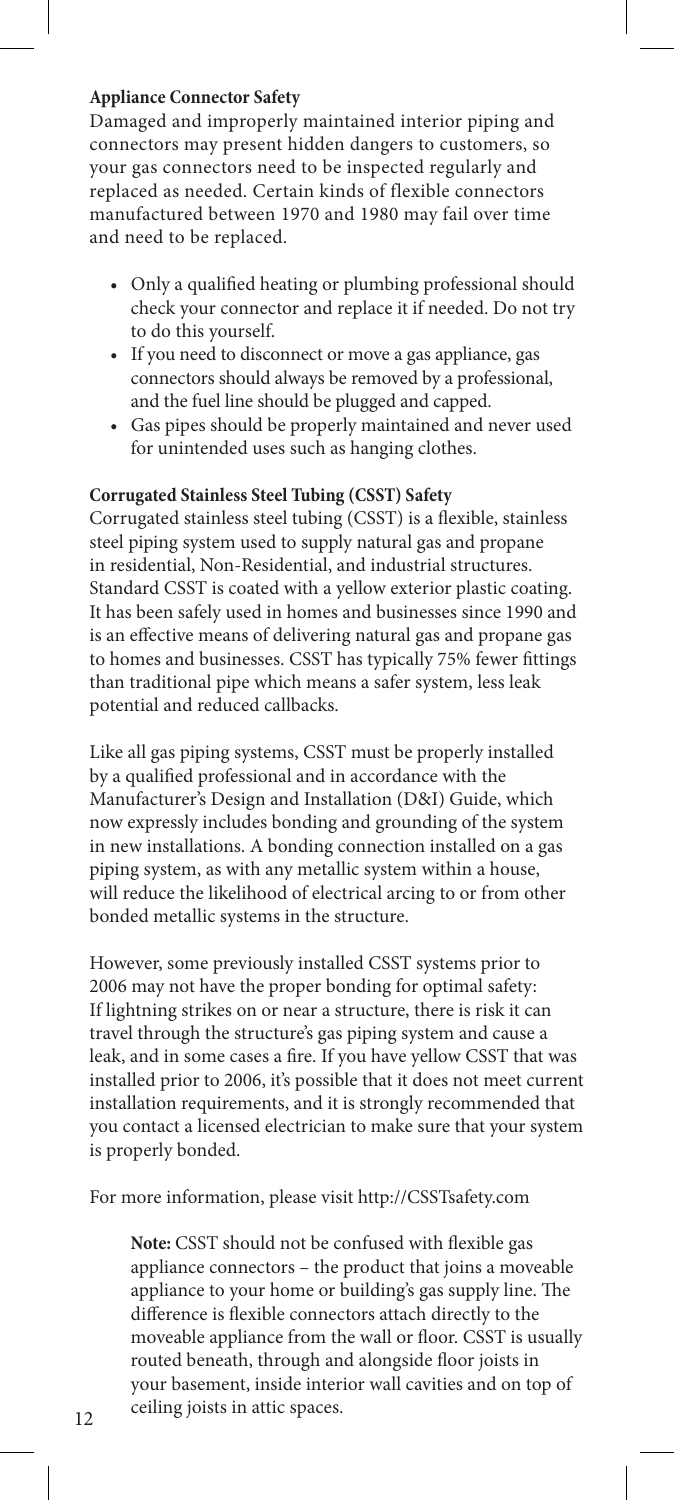### Appliance Connector Safety

Damaged and improperly maintained interior piping and connectors may present hidden dangers to customers, so your gas connectors need to be inspected regularly and replaced as needed. Certain kinds of flexible connectors manufactured between 1970 and 1980 may fail over time and need to be replaced.

- Only a qualified heating or plumbing professional should check your connector and replace it if needed. Do not try to do this yourself.
- If you need to disconnect or move a gas appliance, gas connectors should always be removed by a professional, and the fuel line should be plugged and capped.
- Gas pipes should be properly maintained and never used for unintended uses such as hanging clothes.

### Corrugated Stainless Steel Tubing (CSST) Safety

Corrugated stainless steel tubing (CSST) is a flexible, stainless steel piping system used to supply natural gas and propane in residential, Non-Residential, and industrial structures. Standard CSST is coated with a yellow exterior plastic coating. It has been safely used in homes and businesses since 1990 and is an effective means of delivering natural gas and propane gas to homes and businesses. CSST has typically 75% fewer fittings than traditional pipe which means a safer system, less leak potential and reduced callbacks.

Like all gas piping systems, CSST must be properly installed by a qualified professional and in accordance with the Manufacturer's Design and Installation (D&I) Guide, which now expressly includes bonding and grounding of the system in new installations. A bonding connection installed on a gas piping system, as with any metallic system within a house, will reduce the likelihood of electrical arcing to or from other bonded metallic systems in the structure.

However, some previously installed CSST systems prior to 2006 may not have the proper bonding for optimal safety: If lightning strikes on or near a structure, there is risk it can travel through the structure's gas piping system and cause a leak, and in some cases a fire. If you have yellow CSST that was installed prior to 2006, it's possible that it does not meet current installation requirements, and it is strongly recommended that you contact a licensed electrician to make sure that your system is properly bonded.

For more information, please visit http://CSSTsafety.com

> **Note:** CSST should not be confused with flexible gas appliance connectors – the product that joins a moveable appliance to your home or building's gas supply line. The difference is flexible connectors attach directly to the moveable appliance from the wall or floor. CSST is usually routed beneath, through and alongside floor joists in your basement, inside interior wall cavities and on top of ceiling joists in attic spaces.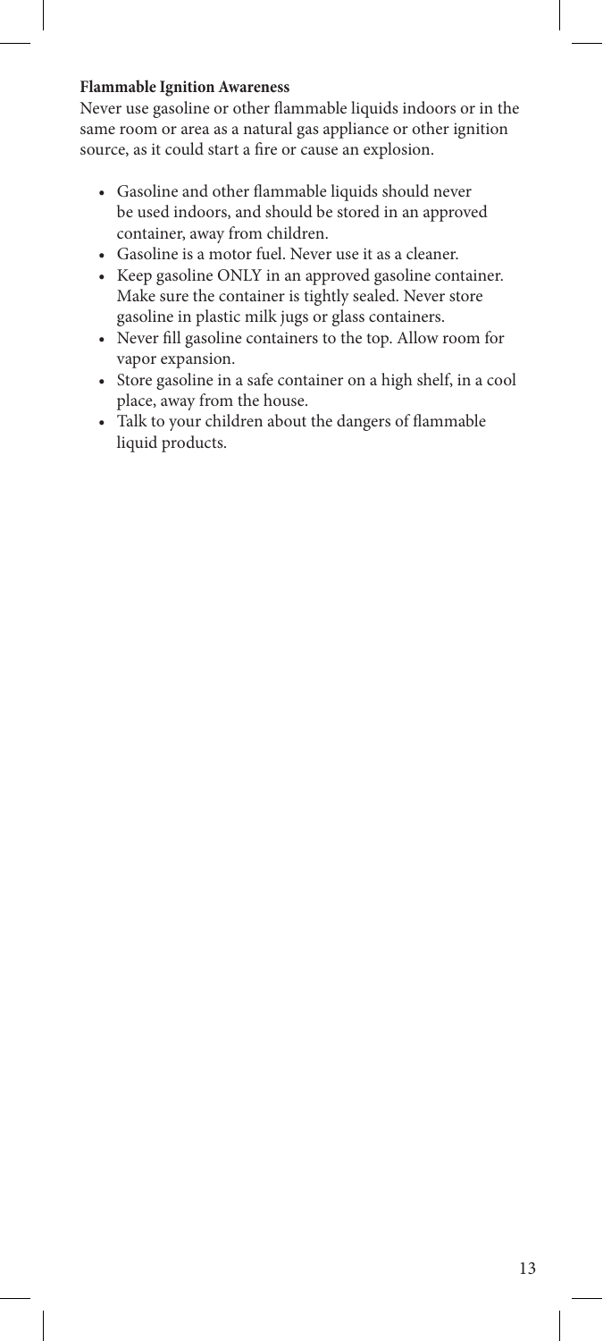**Flammable Ignition Awareness**

Never use gasoline or other flammable liquids indoors or in the same room or area as a natural gas appliance or other ignition source, as it could start a fire or cause an explosion.

- Gasoline and other flammable liquids should never be used indoors, and should be stored in an approved container, away from children.
- Gasoline is a motor fuel. Never use it as a cleaner.
- Keep gasoline ONLY in an approved gasoline container. Make sure the container is tightly sealed. Never store gasoline in plastic milk jugs or glass containers.
- Never fill gasoline containers to the top. Allow room for vapor expansion.
- Store gasoline in a safe container on a high shelf, in a cool place, away from the house.
- Talk to your children about the dangers of flammable liquid products.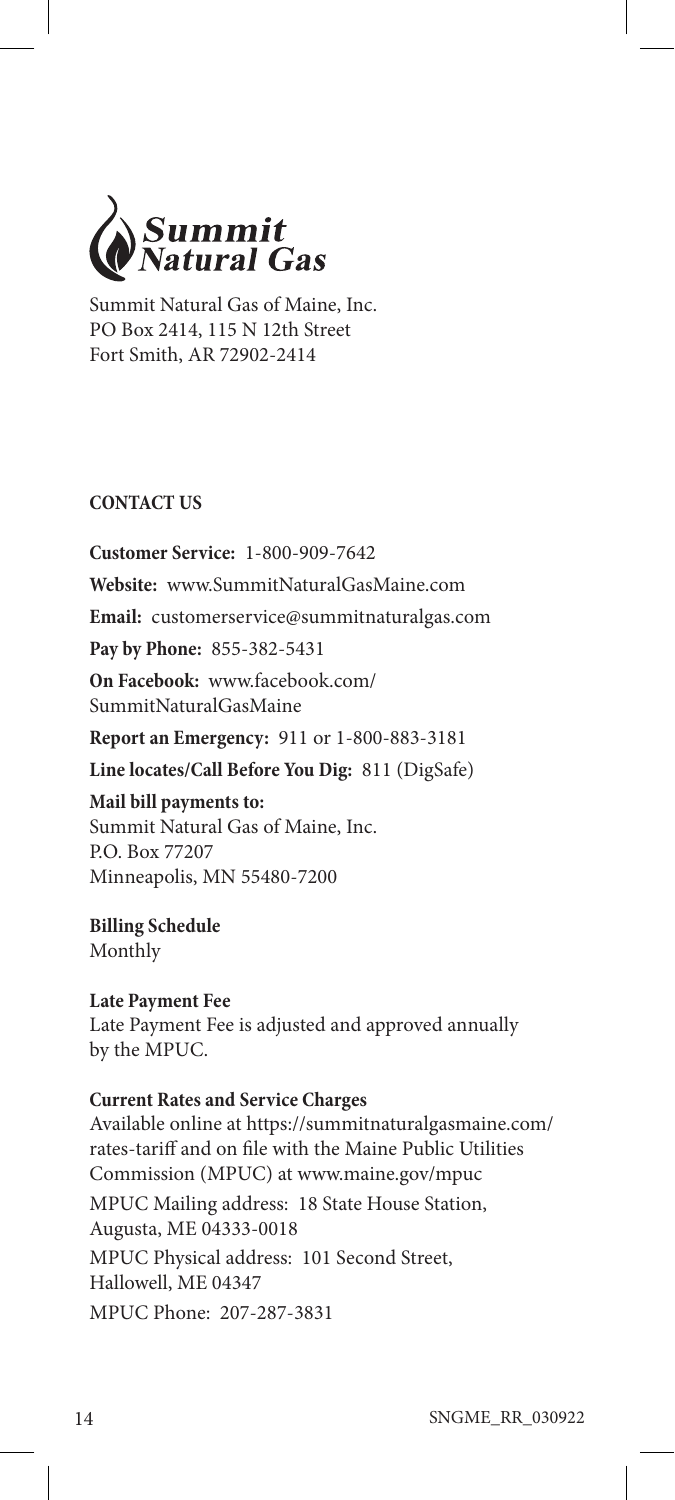Summit Natural Gas

Summit Natural Gas of Maine, Inc.
PO Box 2414, 115 N 12th Street
Fort Smith, AR 72902-2414

## CONTACT US

**Customer Service:** 1-800-909-7642

**Website:** www.SummitNaturalGasMaine.com

**Email:** customerservice@summitnaturalgas.com

**Pay by Phone:** 855-382-5431

**On Facebook:** www.facebook.com/SummitNaturalGasMaine

**Report an Emergency:** 911 or 1-800-883-3181

**Line locates/Call Before You Dig:** 811 (DigSafe)

**Mail bill payments to:**
Summit Natural Gas of Maine, Inc.
P.O. Box 77207
Minneapolis, MN 55480-7200

**Billing Schedule**
Monthly

**Late Payment Fee**
Late Payment Fee is adjusted and approved annually by the MPUC.

**Current Rates and Service Charges**
Available online at https://summitnaturalgasmaine.com/rates-tariff and on file with the Maine Public Utilities Commission (MPUC) at www.maine.gov/mpuc

MPUC Mailing address: 18 State House Station, Augusta, ME 04333-0018

MPUC Physical address: 101 Second Street, Hallowell, ME 04347

MPUC Phone: 207-287-3831

SNGME_RR_030922